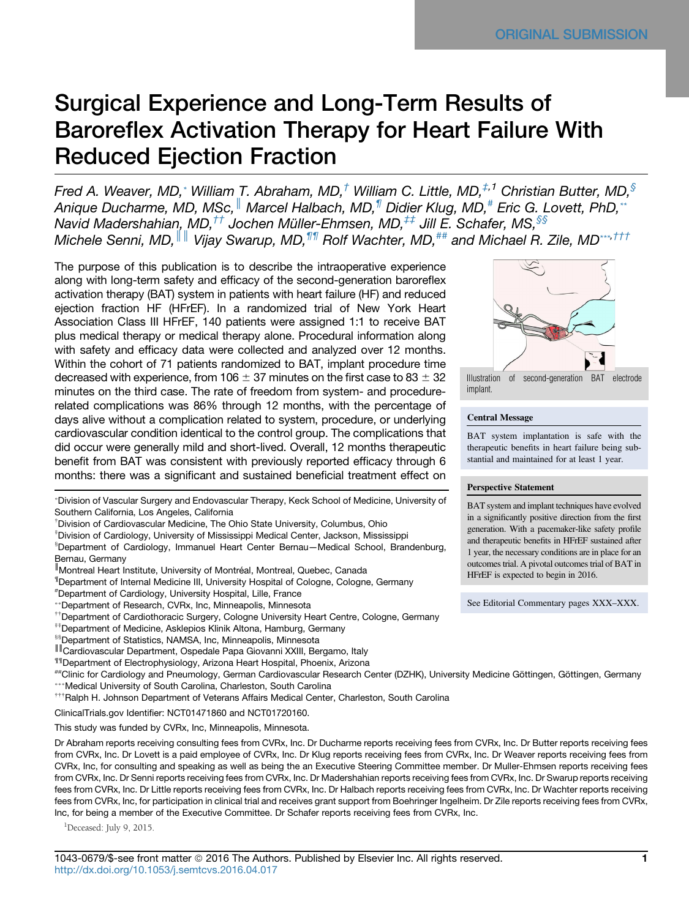ORIGINAL SUBMISSION

# Surgical Experience and Long-Term Results of Baroreflex Activation Therapy for Heart Failure With Reduced Ejection Fraction

*Fred A. Weaver, MD,[*] William T. Abraham, MD,[†] William C. Little, MD,[‡,1] Christian Butter, MD,[§] Anique Ducharme, MD, MSc,[‖] Marcel Halbach, MD,[¶] Didier Klug, MD,[#] Eric G. Lovett, PhD,[**] Navid Madershahian, MD,[††] Jochen Müller-Ehmsen, MD,[‡‡] Jill E. Schafer, MS,[§§] Michele Senni, MD,[‖‖] Vijay Swarup, MD,[¶¶] Rolf Wachter, MD,[##] and Michael R. Zile, MD[***,†††]*

The purpose of this publication is to describe the intraoperative experience along with long-term safety and efficacy of the second-generation baroreflex activation therapy (BAT) system in patients with heart failure (HF) and reduced ejection fraction HF (HFrEF). In a randomized trial of New York Heart Association Class III HFrEF, 140 patients were assigned 1:1 to receive BAT plus medical therapy or medical therapy alone. Procedural information along with safety and efficacy data were collected and analyzed over 12 months. Within the cohort of 71 patients randomized to BAT, implant procedure time decreased with experience, from 106 ± 37 minutes on the first case to 83 ± 32 minutes on the third case. The rate of freedom from system- and procedure-related complications was 86% through 12 months, with the percentage of days alive without a complication related to system, procedure, or underlying cardiovascular condition identical to the control group. The complications that did occur were generally mild and short-lived. Overall, 12 months therapeutic benefit from BAT was consistent with previously reported efficacy through 6 months: there was a significant and sustained beneficial treatment effect on

Illustration of second-generation BAT electrode implant.

**Central Message**

BAT system implantation is safe with the therapeutic benefits in heart failure being substantial and maintained for at least 1 year.

**Perspective Statement**

BAT system and implant techniques have evolved in a significantly positive direction from the first generation. With a pacemaker-like safety profile and therapeutic benefits in HFrEF sustained after 1 year, the necessary conditions are in place for an outcomes trial. A pivotal outcomes trial of BAT in HFrEF is expected to begin in 2016.

See Editorial Commentary pages XXX–XXX.

[*]Division of Vascular Surgery and Endovascular Therapy, Keck School of Medicine, University of Southern California, Los Angeles, California

[†]Division of Cardiovascular Medicine, The Ohio State University, Columbus, Ohio

[‡]Division of Cardiology, University of Mississippi Medical Center, Jackson, Mississippi

[§]Department of Cardiology, Immanuel Heart Center Bernau—Medical School, Brandenburg, Bernau, Germany

[‖]Montreal Heart Institute, University of Montréal, Montreal, Quebec, Canada

[¶]Department of Internal Medicine III, University Hospital of Cologne, Cologne, Germany

[#]Department of Cardiology, University Hospital, Lille, France

[**]Department of Research, CVRx, Inc, Minneapolis, Minnesota

[††]Department of Cardiothoracic Surgery, Cologne University Heart Centre, Cologne, Germany

[‡‡]Department of Medicine, Asklepios Klinik Altona, Hamburg, Germany

[§§]Department of Statistics, NAMSA, Inc, Minneapolis, Minnesota

[‖‖]Cardiovascular Department, Ospedale Papa Giovanni XXIII, Bergamo, Italy

[¶¶]Department of Electrophysiology, Arizona Heart Hospital, Phoenix, Arizona

[##]Clinic for Cardiology and Pneumology, German Cardiovascular Research Center (DZHK), University Medicine Göttingen, Göttingen, Germany

[***]Medical University of South Carolina, Charleston, South Carolina

[†††]Ralph H. Johnson Department of Veterans Affairs Medical Center, Charleston, South Carolina

ClinicalTrials.gov Identifier: NCT01471860 and NCT01720160.

This study was funded by CVRx, Inc, Minneapolis, Minnesota.

Dr Abraham reports receiving consulting fees from CVRx, Inc. Dr Ducharme reports receiving fees from CVRx, Inc. Dr Butter reports receiving fees from CVRx, Inc. Dr Lovett is a paid employee of CVRx, Inc. Dr Klug reports receiving fees from CVRx, Inc. Dr Weaver reports receiving fees from CVRx, Inc, for consulting and speaking as well as being the an Executive Steering Committee member. Dr Muller-Ehmsen reports receiving fees from CVRx, Inc. Dr Senni reports receiving fees from CVRx, Inc. Dr Madershahian reports receiving fees from CVRx, Inc. Dr Swarup reports receiving fees from CVRx, Inc. Dr Little reports receiving fees from CVRx, Inc. Dr Halbach reports receiving fees from CVRx, Inc. Dr Wachter reports receiving fees from CVRx, Inc, for participation in clinical trial and receives grant support from Boehringer Ingelheim. Dr Zile reports receiving fees from CVRx, Inc, for being a member of the Executive Committee. Dr Schafer reports receiving fees from CVRx, Inc.

[1]Deceased: July 9, 2015.

1043-0679/$-see front matter © 2016 The Authors. Published by Elsevier Inc. All rights reserved.
http://dx.doi.org/10.1053/j.semtcvs.2016.04.017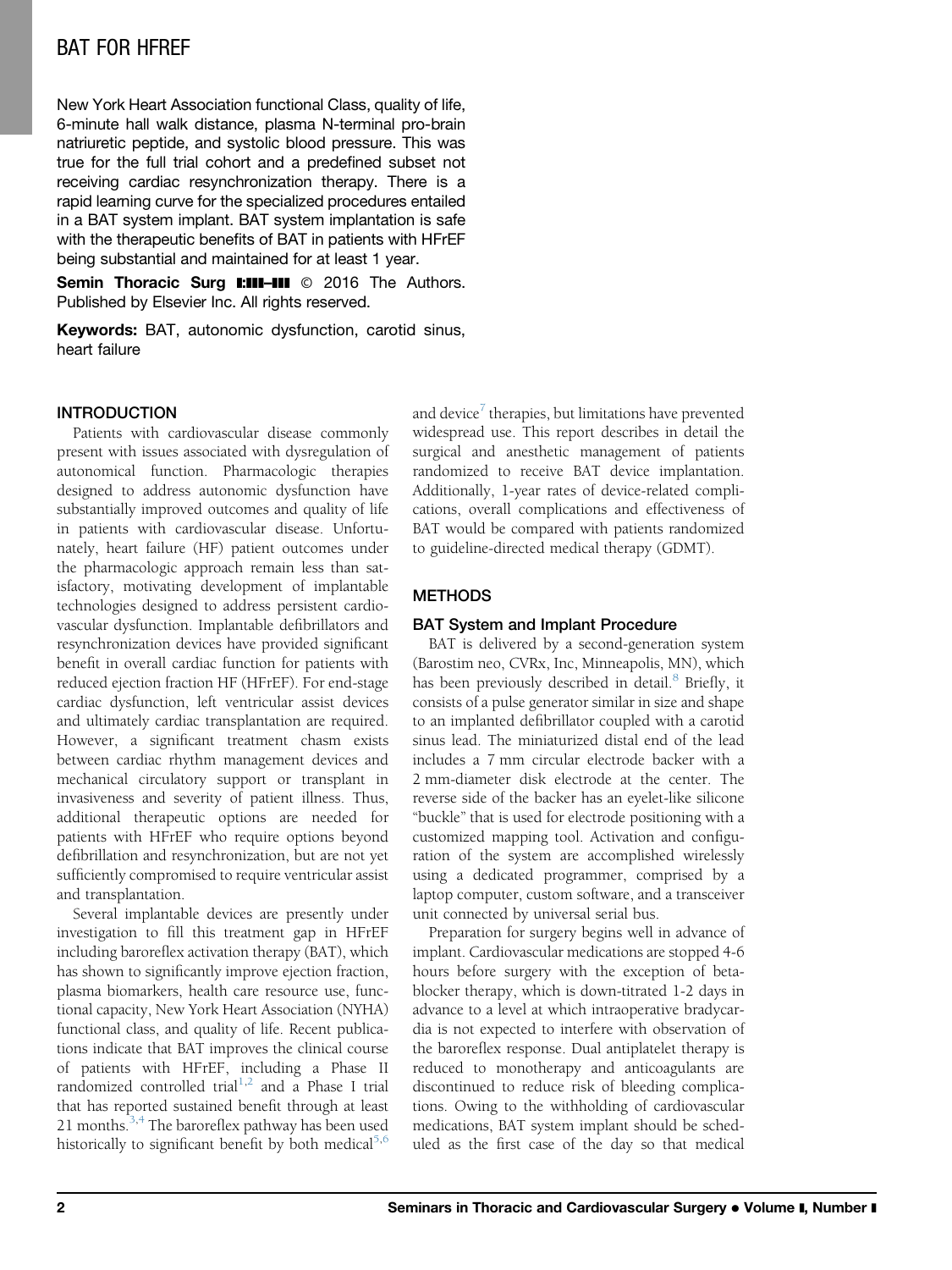New York Heart Association functional Class, quality of life, 6-minute hall walk distance, plasma N-terminal pro-brain natriuretic peptide, and systolic blood pressure. This was true for the full trial cohort and a predefined subset not receiving cardiac resynchronization therapy. There is a rapid learning curve for the specialized procedures entailed in a BAT system implant. BAT system implantation is safe with the therapeutic benefits of BAT in patients with HFrEF being substantial and maintained for at least 1 year.

**Semin Thoracic Surg ■:■■■–■■■** © 2016 The Authors. Published by Elsevier Inc. All rights reserved.

**Keywords:** BAT, autonomic dysfunction, carotid sinus, heart failure

## INTRODUCTION

Patients with cardiovascular disease commonly present with issues associated with dysregulation of autonomical function. Pharmacologic therapies designed to address autonomic dysfunction have substantially improved outcomes and quality of life in patients with cardiovascular disease. Unfortunately, heart failure (HF) patient outcomes under the pharmacologic approach remain less than satisfactory, motivating development of implantable technologies designed to address persistent cardiovascular dysfunction. Implantable defibrillators and resynchronization devices have provided significant benefit in overall cardiac function for patients with reduced ejection fraction HF (HFrEF). For end-stage cardiac dysfunction, left ventricular assist devices and ultimately cardiac transplantation are required. However, a significant treatment chasm exists between cardiac rhythm management devices and mechanical circulatory support or transplant in invasiveness and severity of patient illness. Thus, additional therapeutic options are needed for patients with HFrEF who require options beyond defibrillation and resynchronization, but are not yet sufficiently compromised to require ventricular assist and transplantation.

Several implantable devices are presently under investigation to fill this treatment gap in HFrEF including baroreflex activation therapy (BAT), which has shown to significantly improve ejection fraction, plasma biomarkers, health care resource use, functional capacity, New York Heart Association (NYHA) functional class, and quality of life. Recent publications indicate that BAT improves the clinical course of patients with HFrEF, including a Phase II randomized controlled trial[1,2] and a Phase I trial that has reported sustained benefit through at least 21 months.[3,4] The baroreflex pathway has been used historically to significant benefit by both medical[5,6] and device[7] therapies, but limitations have prevented widespread use. This report describes in detail the surgical and anesthetic management of patients randomized to receive BAT device implantation. Additionally, 1-year rates of device-related complications, overall complications and effectiveness of BAT would be compared with patients randomized to guideline-directed medical therapy (GDMT).

## METHODS

### BAT System and Implant Procedure

BAT is delivered by a second-generation system (Barostim neo, CVRx, Inc, Minneapolis, MN), which has been previously described in detail.[8] Briefly, it consists of a pulse generator similar in size and shape to an implanted defibrillator coupled with a carotid sinus lead. The miniaturized distal end of the lead includes a 7 mm circular electrode backer with a 2 mm-diameter disk electrode at the center. The reverse side of the backer has an eyelet-like silicone "buckle" that is used for electrode positioning with a customized mapping tool. Activation and configuration of the system are accomplished wirelessly using a dedicated programmer, comprised by a laptop computer, custom software, and a transceiver unit connected by universal serial bus.

Preparation for surgery begins well in advance of implant. Cardiovascular medications are stopped 4-6 hours before surgery with the exception of beta-blocker therapy, which is down-titrated 1-2 days in advance to a level at which intraoperative bradycardia is not expected to interfere with observation of the baroreflex response. Dual antiplatelet therapy is reduced to monotherapy and anticoagulants are discontinued to reduce risk of bleeding complications. Owing to the withholding of cardiovascular medications, BAT system implant should be scheduled as the first case of the day so that medical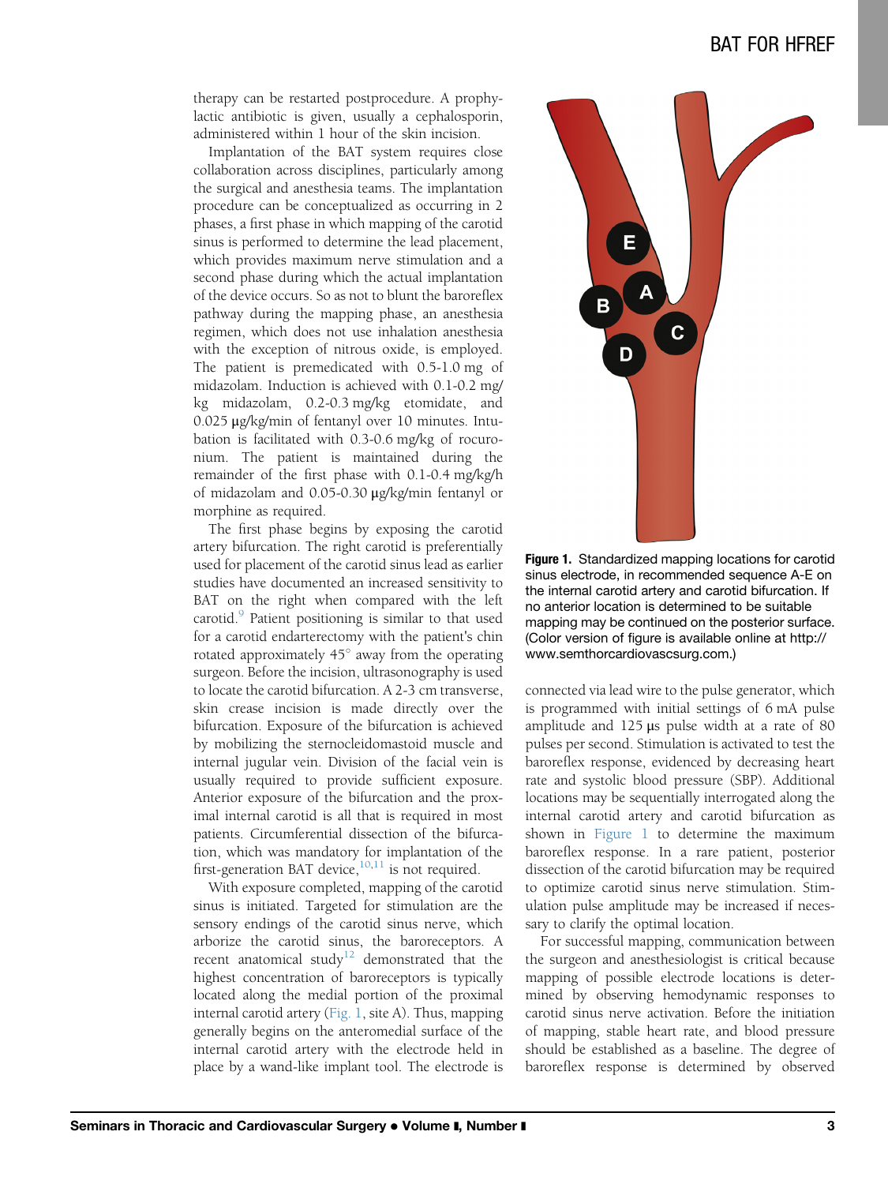therapy can be restarted postprocedure. A prophylactic antibiotic is given, usually a cephalosporin, administered within 1 hour of the skin incision.

Implantation of the BAT system requires close collaboration across disciplines, particularly among the surgical and anesthesia teams. The implantation procedure can be conceptualized as occurring in 2 phases, a first phase in which mapping of the carotid sinus is performed to determine the lead placement, which provides maximum nerve stimulation and a second phase during which the actual implantation of the device occurs. So as not to blunt the baroreflex pathway during the mapping phase, an anesthesia regimen, which does not use inhalation anesthesia with the exception of nitrous oxide, is employed. The patient is premedicated with 0.5-1.0 mg of midazolam. Induction is achieved with 0.1-0.2 mg/kg midazolam, 0.2-0.3 mg/kg etomidate, and 0.025 μg/kg/min of fentanyl over 10 minutes. Intubation is facilitated with 0.3-0.6 mg/kg of rocuronium. The patient is maintained during the remainder of the first phase with 0.1-0.4 mg/kg/h of midazolam and 0.05-0.30 μg/kg/min fentanyl or morphine as required.

The first phase begins by exposing the carotid artery bifurcation. The right carotid is preferentially used for placement of the carotid sinus lead as earlier studies have documented an increased sensitivity to BAT on the right when compared with the left carotid.[9] Patient positioning is similar to that used for a carotid endarterectomy with the patient's chin rotated approximately 45° away from the operating surgeon. Before the incision, ultrasonography is used to locate the carotid bifurcation. A 2-3 cm transverse, skin crease incision is made directly over the bifurcation. Exposure of the bifurcation is achieved by mobilizing the sternocleidomastoid muscle and internal jugular vein. Division of the facial vein is usually required to provide sufficient exposure. Anterior exposure of the bifurcation and the proximal internal carotid is all that is required in most patients. Circumferential dissection of the bifurcation, which was mandatory for implantation of the first-generation BAT device,[10,11] is not required.

With exposure completed, mapping of the carotid sinus is initiated. Targeted for stimulation are the sensory endings of the carotid sinus nerve, which arborize the carotid sinus, the baroreceptors. A recent anatomical study[12] demonstrated that the highest concentration of baroreceptors is typically located along the medial portion of the proximal internal carotid artery (Fig. 1, site A). Thus, mapping generally begins on the anteromedial surface of the internal carotid artery with the electrode held in place by a wand-like implant tool. The electrode is connected via lead wire to the pulse generator, which is programmed with initial settings of 6 mA pulse amplitude and 125 μs pulse width at a rate of 80 pulses per second. Stimulation is activated to test the baroreflex response, evidenced by decreasing heart rate and systolic blood pressure (SBP). Additional locations may be sequentially interrogated along the internal carotid artery and carotid bifurcation as shown in Figure 1 to determine the maximum baroreflex response. In a rare patient, posterior dissection of the carotid bifurcation may be required to optimize carotid sinus nerve stimulation. Stimulation pulse amplitude may be increased if necessary to clarify the optimal location.

**Figure 1.** Standardized mapping locations for carotid sinus electrode, in recommended sequence A-E on the internal carotid artery and carotid bifurcation. If no anterior location is determined to be suitable mapping may be continued on the posterior surface. (Color version of figure is available online at http://www.semthorcardiovascsurg.com.)

For successful mapping, communication between the surgeon and anesthesiologist is critical because mapping of possible electrode locations is determined by observing hemodynamic responses to carotid sinus nerve activation. Before the initiation of mapping, stable heart rate, and blood pressure should be established as a baseline. The degree of baroreflex response is determined by observed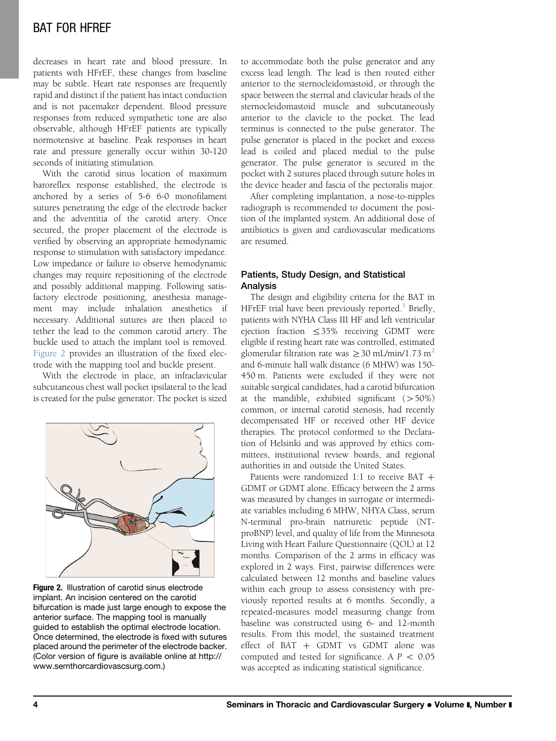decreases in heart rate and blood pressure. In patients with HFrEF, these changes from baseline may be subtle. Heart rate responses are frequently rapid and distinct if the patient has intact conduction and is not pacemaker dependent. Blood pressure responses from reduced sympathetic tone are also observable, although HFrEF patients are typically normotensive at baseline. Peak responses in heart rate and pressure generally occur within 30-120 seconds of initiating stimulation.

With the carotid sinus location of maximum baroreflex response established, the electrode is anchored by a series of 5-6 6-0 monofilament sutures penetrating the edge of the electrode backer and the adventitia of the carotid artery. Once secured, the proper placement of the electrode is verified by observing an appropriate hemodynamic response to stimulation with satisfactory impedance. Low impedance or failure to observe hemodynamic changes may require repositioning of the electrode and possibly additional mapping. Following satisfactory electrode positioning, anesthesia management may include inhalation anesthetics if necessary. Additional sutures are then placed to tether the lead to the common carotid artery. The buckle used to attach the implant tool is removed. Figure 2 provides an illustration of the fixed electrode with the mapping tool and buckle present.

With the electrode in place, an infraclavicular subcutaneous chest wall pocket ipsilateral to the lead is created for the pulse generator. The pocket is sized to accommodate both the pulse generator and any excess lead length. The lead is then routed either anterior to the sternocleidomastoid, or through the space between the sternal and clavicular heads of the sternocleidomastoid muscle and subcutaneously anterior to the clavicle to the pocket. The lead terminus is connected to the pulse generator. The pulse generator is placed in the pocket and excess lead is coiled and placed medial to the pulse generator. The pulse generator is secured in the pocket with 2 sutures placed through suture holes in the device header and fascia of the pectoralis major.

After completing implantation, a nose-to-nipples radiograph is recommended to document the position of the implanted system. An additional dose of antibiotics is given and cardiovascular medications are resumed.

**Figure 2.** Illustration of carotid sinus electrode implant. An incision centered on the carotid bifurcation is made just large enough to expose the anterior surface. The mapping tool is manually guided to establish the optimal electrode location. Once determined, the electrode is fixed with sutures placed around the perimeter of the electrode backer. (Color version of figure is available online at http://www.semthorcardiovascsurg.com.)

## Patients, Study Design, and Statistical Analysis

The design and eligibility criteria for the BAT in HFrEF trial have been previously reported.[1] Briefly, patients with NYHA Class III HF and left ventricular ejection fraction $\leq$35% receiving GDMT were eligible if resting heart rate was controlled, estimated glomerular filtration rate was $\geq$30 mL/min/1.73 $m^2$ and 6-minute hall walk distance (6 MHW) was 150-450 m. Patients were excluded if they were not suitable surgical candidates, had a carotid bifurcation at the mandible, exhibited significant (>50%) common, or internal carotid stenosis, had recently decompensated HF or received other HF device therapies. The protocol conformed to the Declaration of Helsinki and was approved by ethics committees, institutional review boards, and regional authorities in and outside the United States.

Patients were randomized 1:1 to receive BAT + GDMT or GDMT alone. Efficacy between the 2 arms was measured by changes in surrogate or intermediate variables including 6 MHW, NHYA Class, serum N-terminal pro-brain natriuretic peptide (NT-proBNP) level, and quality of life from the Minnesota Living with Heart Failure Questionnaire (QOL) at 12 months. Comparison of the 2 arms in efficacy was explored in 2 ways. First, pairwise differences were calculated between 12 months and baseline values within each group to assess consistency with previously reported results at 6 months. Secondly, a repeated-measures model measuring change from baseline was constructed using 6- and 12-month results. From this model, the sustained treatment effect of BAT + GDMT vs GDMT alone was computed and tested for significance. A $P < 0.05$ was accepted as indicating statistical significance.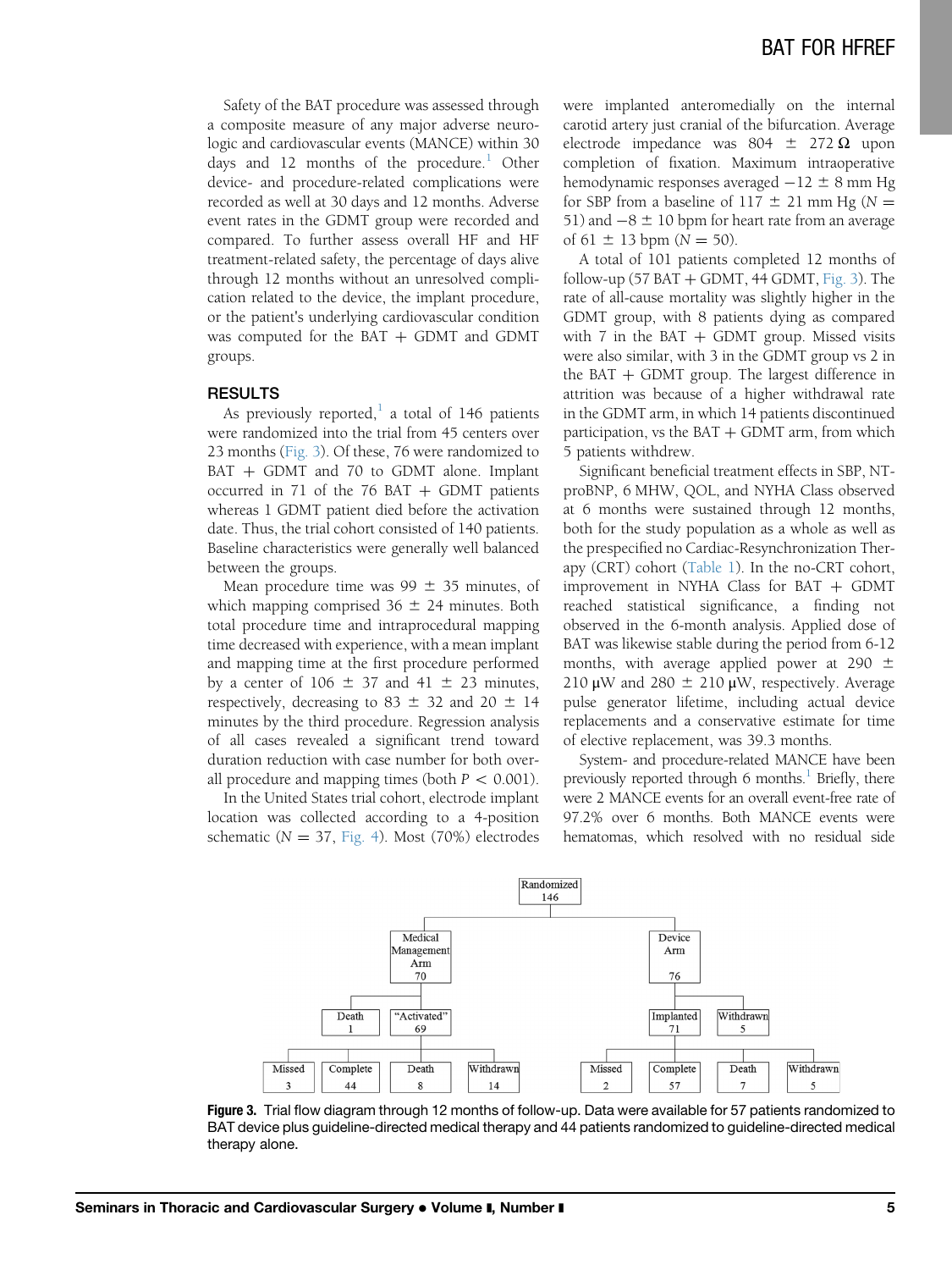Safety of the BAT procedure was assessed through a composite measure of any major adverse neurologic and cardiovascular events (MANCE) within 30 days and 12 months of the procedure.[1] Other device- and procedure-related complications were recorded as well at 30 days and 12 months. Adverse event rates in the GDMT group were recorded and compared. To further assess overall HF and HF treatment-related safety, the percentage of days alive through 12 months without an unresolved complication related to the device, the implant procedure, or the patient's underlying cardiovascular condition was computed for the BAT + GDMT and GDMT groups.

## RESULTS

As previously reported,[1] a total of 146 patients were randomized into the trial from 45 centers over 23 months (Fig. 3). Of these, 76 were randomized to BAT + GDMT and 70 to GDMT alone. Implant occurred in 71 of the 76 BAT + GDMT patients whereas 1 GDMT patient died before the activation date. Thus, the trial cohort consisted of 140 patients. Baseline characteristics were generally well balanced between the groups.

Mean procedure time was 99 ± 35 minutes, of which mapping comprised 36 ± 24 minutes. Both total procedure time and intraprocedural mapping time decreased with experience, with a mean implant and mapping time at the first procedure performed by a center of 106 ± 37 and 41 ± 23 minutes, respectively, decreasing to 83 ± 32 and 20 ± 14 minutes by the third procedure. Regression analysis of all cases revealed a significant trend toward duration reduction with case number for both overall procedure and mapping times (both $P < 0.001$).

In the United States trial cohort, electrode implant location was collected according to a 4-position schematic ($N = 37$, Fig. 4). Most (70%) electrodes were implanted anteromedially on the internal carotid artery just cranial of the bifurcation. Average electrode impedance was 804 ± 272 Ω upon completion of fixation. Maximum intraoperative hemodynamic responses averaged −12 ± 8 mm Hg for SBP from a baseline of 117 ± 21 mm Hg ($N = 51$) and −8 ± 10 bpm for heart rate from an average of 61 ± 13 bpm ($N = 50$).

A total of 101 patients completed 12 months of follow-up (57 BAT + GDMT, 44 GDMT, Fig. 3). The rate of all-cause mortality was slightly higher in the GDMT group, with 8 patients dying as compared with 7 in the BAT + GDMT group. Missed visits were also similar, with 3 in the GDMT group vs 2 in the BAT + GDMT group. The largest difference in attrition was because of a higher withdrawal rate in the GDMT arm, in which 14 patients discontinued participation, vs the BAT + GDMT arm, from which 5 patients withdrew.

Significant beneficial treatment effects in SBP, NT-proBNP, 6 MHW, QOL, and NYHA Class observed at 6 months were sustained through 12 months, both for the study population as a whole as well as the prespecified no Cardiac-Resynchronization Therapy (CRT) cohort (Table 1). In the no-CRT cohort, improvement in NYHA Class for BAT + GDMT reached statistical significance, a finding not observed in the 6-month analysis. Applied dose of BAT was likewise stable during the period from 6-12 months, with average applied power at 290 ± 210 μW and 280 ± 210 μW, respectively. Average pulse generator lifetime, including actual device replacements and a conservative estimate for time of elective replacement, was 39.3 months.

System- and procedure-related MANCE have been previously reported through 6 months.[1] Briefly, there were 2 MANCE events for an overall event-free rate of 97.2% over 6 months. Both MANCE events were hematomas, which resolved with no residual side

Randomized 146
- Medical Management Arm 70
  - Death 1
  - "Activated" 69
    - Missed 3
    - Complete 44
    - Death 8
    - Withdrawn 14
- Device Arm 76
  - Implanted 71
    - Missed 2
    - Complete 57
    - Death 7
    - Withdrawn 5
  - Withdrawn 5

**Figure 3.** Trial flow diagram through 12 months of follow-up. Data were available for 57 patients randomized to BAT device plus guideline-directed medical therapy and 44 patients randomized to guideline-directed medical therapy alone.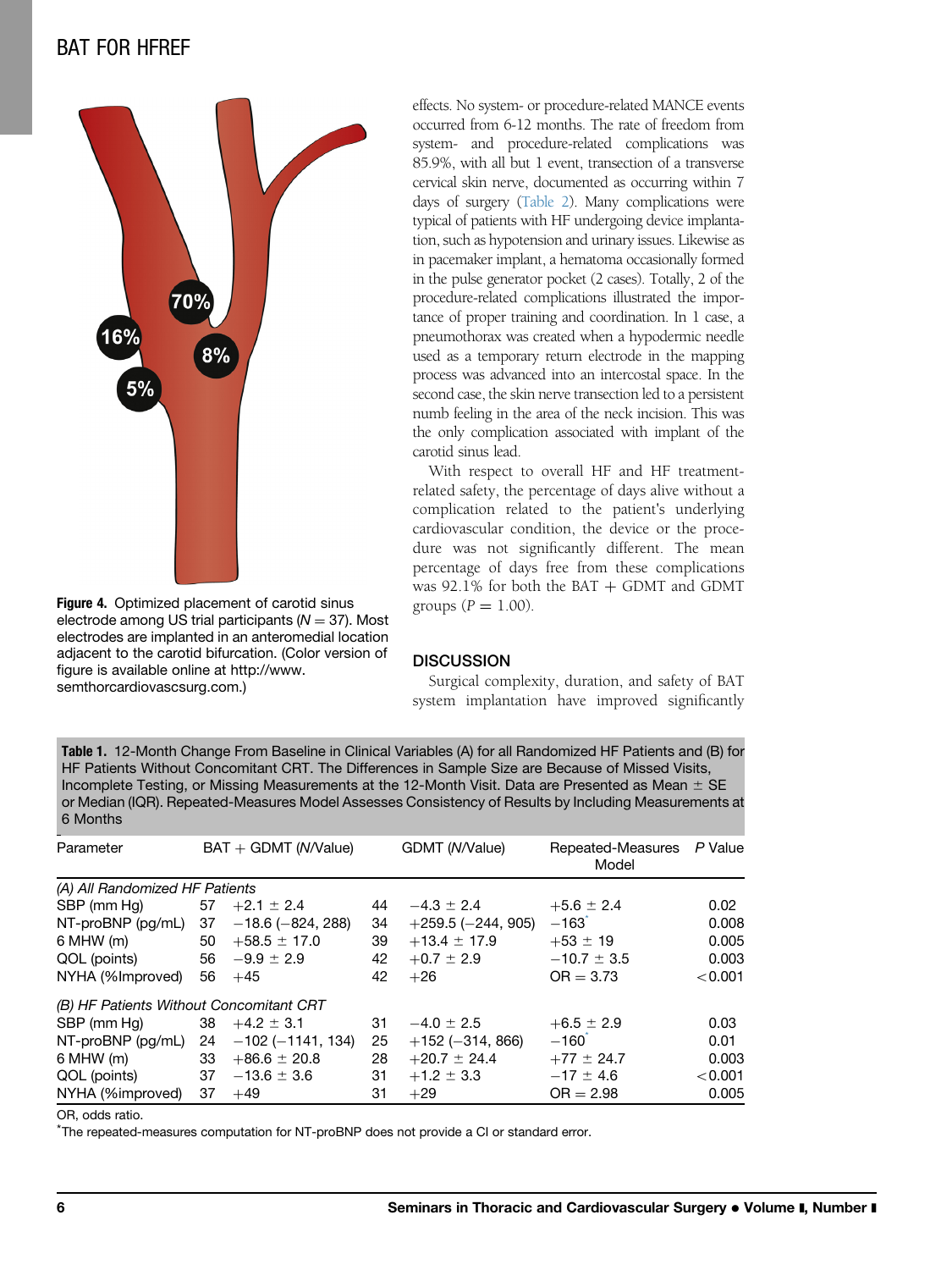Figure 4. Optimized placement of carotid sinus electrode among US trial participants ($N = 37$). Most electrodes are implanted in an anteromedial location adjacent to the carotid bifurcation. (Color version of figure is available online at http://www.semthorcardiovascsurg.com.)

effects. No system- or procedure-related MANCE events occurred from 6-12 months. The rate of freedom from system- and procedure-related complications was 85.9%, with all but 1 event, transection of a transverse cervical skin nerve, documented as occurring within 7 days of surgery (Table 2). Many complications were typical of patients with HF undergoing device implantation, such as hypotension and urinary issues. Likewise as in pacemaker implant, a hematoma occasionally formed in the pulse generator pocket (2 cases). Totally, 2 of the procedure-related complications illustrated the importance of proper training and coordination. In 1 case, a pneumothorax was created when a hypodermic needle used as a temporary return electrode in the mapping process was advanced into an intercostal space. In the second case, the skin nerve transection led to a persistent numb feeling in the area of the neck incision. This was the only complication associated with implant of the carotid sinus lead.

With respect to overall HF and HF treatment-related safety, the percentage of days alive without a complication related to the patient's underlying cardiovascular condition, the device or the procedure was not significantly different. The mean percentage of days free from these complications was 92.1% for both the BAT + GDMT and GDMT groups ($P = 1.00$).

## DISCUSSION

Surgical complexity, duration, and safety of BAT system implantation have improved significantly

**Table 1.** 12-Month Change From Baseline in Clinical Variables (A) for all Randomized HF Patients and (B) for HF Patients Without Concomitant CRT. The Differences in Sample Size are Because of Missed Visits, Incomplete Testing, or Missing Measurements at the 12-Month Visit. Data are Presented as Mean ± SE or Median (IQR). Repeated-Measures Model Assesses Consistency of Results by Including Measurements at 6 Months

| Parameter | BAT + GDMT (N/Value) | | GDMT (N/Value) | | Repeated-Measures Model | P Value |
|---|---|---|---|---|---|---|
| *(A) All Randomized HF Patients* | | | | | | |
| SBP (mm Hg) | 57 | +2.1 ± 2.4 | 44 | −4.3 ± 2.4 | +5.6 ± 2.4 | 0.02 |
| NT-proBNP (pg/mL) | 37 | −18.6 (−824, 288) | 34 | +259.5 (−244, 905) | −163* | 0.008 |
| 6 MHW (m) | 50 | +58.5 ± 17.0 | 39 | +13.4 ± 17.9 | +53 ± 19 | 0.005 |
| QOL (points) | 56 | −9.9 ± 2.9 | 42 | +0.7 ± 2.9 | −10.7 ± 3.5 | 0.003 |
| NYHA (%Improved) | 56 | +45 | 42 | +26 | OR = 3.73 | <0.001 |
| *(B) HF Patients Without Concomitant CRT* | | | | | | |
| SBP (mm Hg) | 38 | +4.2 ± 3.1 | 31 | −4.0 ± 2.5 | +6.5 ± 2.9 | 0.03 |
| NT-proBNP (pg/mL) | 24 | −102 (−1141, 134) | 25 | +152 (−314, 866) | −160* | 0.01 |
| 6 MHW (m) | 33 | +86.6 ± 20.8 | 28 | +20.7 ± 24.4 | +77 ± 24.7 | 0.003 |
| QOL (points) | 37 | −13.6 ± 3.6 | 31 | +1.2 ± 3.3 | −17 ± 4.6 | <0.001 |
| NYHA (%improved) | 37 | +49 | 31 | +29 | OR = 2.98 | 0.005 |

OR, odds ratio.

*The repeated-measures computation for NT-proBNP does not provide a CI or standard error.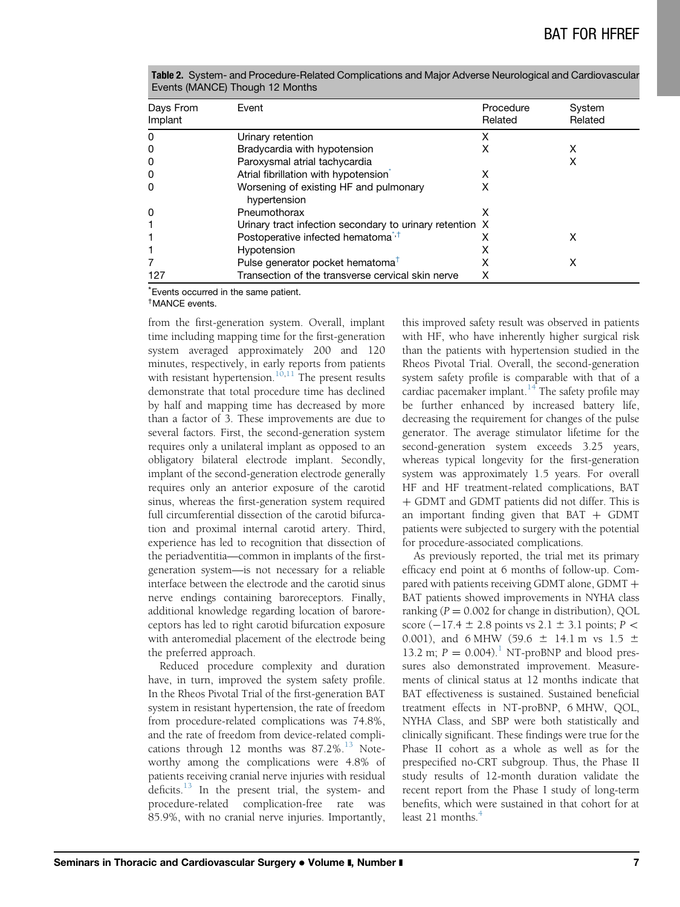**Table 2.** System- and Procedure-Related Complications and Major Adverse Neurological and Cardiovascular Events (MANCE) Though 12 Months

| Days From Implant | Event | Procedure Related | System Related |
|---|---|---|---|
| 0 | Urinary retention | X | |
| 0 | Bradycardia with hypotension | X | X |
| 0 | Paroxysmal atrial tachycardia | | X |
| 0 | Atrial fibrillation with hypotension* | X | |
| 0 | Worsening of existing HF and pulmonary hypertension | X | |
| 0 | Pneumothorax | X | |
| 1 | Urinary tract infection secondary to urinary retention | X | |
| 1 | Postoperative infected hematoma*,† | X | X |
| 1 | Hypotension | X | |
| 7 | Pulse generator pocket hematoma† | X | X |
| 127 | Transection of the transverse cervical skin nerve | X | |

*Events occurred in the same patient.
†MANCE events.

from the first-generation system. Overall, implant time including mapping time for the first-generation system averaged approximately 200 and 120 minutes, respectively, in early reports from patients with resistant hypertension.[10,11] The present results demonstrate that total procedure time has declined by half and mapping time has decreased by more than a factor of 3. These improvements are due to several factors. First, the second-generation system requires only a unilateral implant as opposed to an obligatory bilateral electrode implant. Secondly, implant of the second-generation electrode generally requires only an anterior exposure of the carotid sinus, whereas the first-generation system required full circumferential dissection of the carotid bifurcation and proximal internal carotid artery. Third, experience has led to recognition that dissection of the periadventitia—common in implants of the first-generation system—is not necessary for a reliable interface between the electrode and the carotid sinus nerve endings containing baroreceptors. Finally, additional knowledge regarding location of baroreceptors has led to right carotid bifurcation exposure with anteromedial placement of the electrode being the preferred approach.

Reduced procedure complexity and duration have, in turn, improved the system safety profile. In the Rheos Pivotal Trial of the first-generation BAT system in resistant hypertension, the rate of freedom from procedure-related complications was 74.8%, and the rate of freedom from device-related complications through 12 months was 87.2%.[13] Noteworthy among the complications were 4.8% of patients receiving cranial nerve injuries with residual deficits.[13] In the present trial, the system- and procedure-related complication-free rate was 85.9%, with no cranial nerve injuries. Importantly, this improved safety result was observed in patients with HF, who have inherently higher surgical risk than the patients with hypertension studied in the Rheos Pivotal Trial. Overall, the second-generation system safety profile is comparable with that of a cardiac pacemaker implant.[14] The safety profile may be further enhanced by increased battery life, decreasing the requirement for changes of the pulse generator. The average stimulator lifetime for the second-generation system exceeds 3.25 years, whereas typical longevity for the first-generation system was approximately 1.5 years. For overall HF and HF treatment-related complications, BAT + GDMT and GDMT patients did not differ. This is an important finding given that BAT + GDMT patients were subjected to surgery with the potential for procedure-associated complications.

As previously reported, the trial met its primary efficacy end point at 6 months of follow-up. Compared with patients receiving GDMT alone, GDMT + BAT patients showed improvements in NYHA class ranking ($P = 0.002$ for change in distribution), QOL score ($-17.4 \pm 2.8$ points vs $2.1 \pm 3.1$ points; $P < 0.001$), and 6 MHW ($59.6 \pm 14.1$ m vs $1.5 \pm 13.2$ m; $P = 0.004$).[1] NT-proBNP and blood pressures also demonstrated improvement. Measurements of clinical status at 12 months indicate that BAT effectiveness is sustained. Sustained beneficial treatment effects in NT-proBNP, 6 MHW, QOL, NYHA Class, and SBP were both statistically and clinically significant. These findings were true for the Phase II cohort as a whole as well as for the prespecified no-CRT subgroup. Thus, the Phase II study results of 12-month duration validate the recent report from the Phase I study of long-term benefits, which were sustained in that cohort for at least 21 months.[4]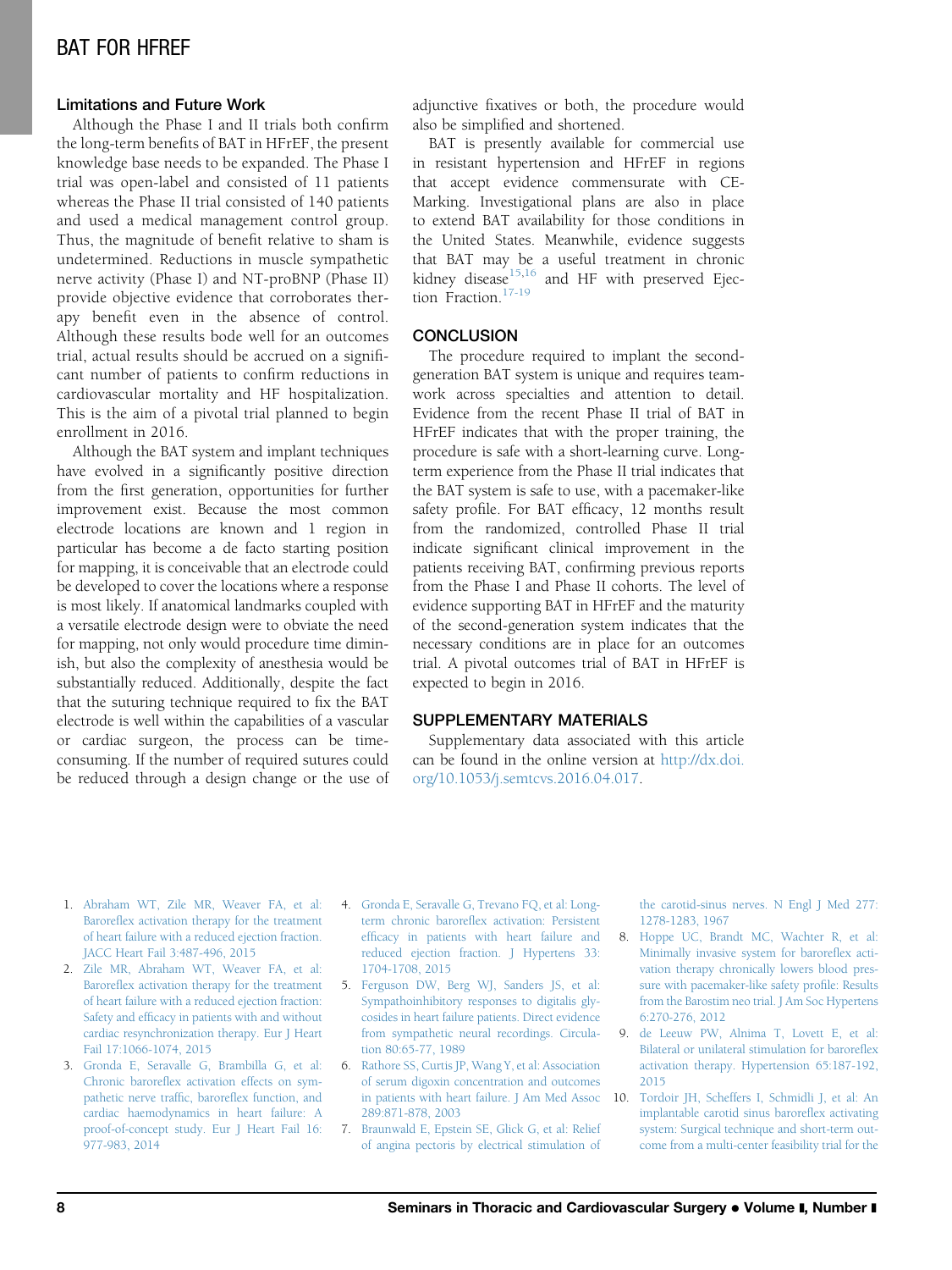### Limitations and Future Work

Although the Phase I and II trials both confirm the long-term benefits of BAT in HFrEF, the present knowledge base needs to be expanded. The Phase I trial was open-label and consisted of 11 patients whereas the Phase II trial consisted of 140 patients and used a medical management control group. Thus, the magnitude of benefit relative to sham is undetermined. Reductions in muscle sympathetic nerve activity (Phase I) and NT-proBNP (Phase II) provide objective evidence that corroborates therapy benefit even in the absence of control. Although these results bode well for an outcomes trial, actual results should be accrued on a significant number of patients to confirm reductions in cardiovascular mortality and HF hospitalization. This is the aim of a pivotal trial planned to begin enrollment in 2016.

Although the BAT system and implant techniques have evolved in a significantly positive direction from the first generation, opportunities for further improvement exist. Because the most common electrode locations are known and 1 region in particular has become a de facto starting position for mapping, it is conceivable that an electrode could be developed to cover the locations where a response is most likely. If anatomical landmarks coupled with a versatile electrode design were to obviate the need for mapping, not only would procedure time diminish, but also the complexity of anesthesia would be substantially reduced. Additionally, despite the fact that the suturing technique required to fix the BAT electrode is well within the capabilities of a vascular or cardiac surgeon, the process can be time-consuming. If the number of required sutures could be reduced through a design change or the use of adjunctive fixatives or both, the procedure would also be simplified and shortened.

BAT is presently available for commercial use in resistant hypertension and HFrEF in regions that accept evidence commensurate with CE-Marking. Investigational plans are also in place to extend BAT availability for those conditions in the United States. Meanwhile, evidence suggests that BAT may be a useful treatment in chronic kidney disease[15,16] and HF with preserved Ejection Fraction.[17-19]

## CONCLUSION

The procedure required to implant the second-generation BAT system is unique and requires teamwork across specialties and attention to detail. Evidence from the recent Phase II trial of BAT in HFrEF indicates that with the proper training, the procedure is safe with a short-learning curve. Long-term experience from the Phase II trial indicates that the BAT system is safe to use, with a pacemaker-like safety profile. For BAT efficacy, 12 months result from the randomized, controlled Phase II trial indicate significant clinical improvement in the patients receiving BAT, confirming previous reports from the Phase I and Phase II cohorts. The level of evidence supporting BAT in HFrEF and the maturity of the second-generation system indicates that the necessary conditions are in place for an outcomes trial. A pivotal outcomes trial of BAT in HFrEF is expected to begin in 2016.

## SUPPLEMENTARY MATERIALS

Supplementary data associated with this article can be found in the online version at http://dx.doi.org/10.1053/j.semtcvs.2016.04.017.

1. Abraham WT, Zile MR, Weaver FA, et al: Baroreflex activation therapy for the treatment of heart failure with a reduced ejection fraction. JACC Heart Fail 3:487-496, 2015
2. Zile MR, Abraham WT, Weaver FA, et al: Baroreflex activation therapy for the treatment of heart failure with a reduced ejection fraction: Safety and efficacy in patients with and without cardiac resynchronization therapy. Eur J Heart Fail 17:1066-1074, 2015
3. Gronda E, Seravalle G, Brambilla G, et al: Chronic baroreflex activation effects on sympathetic nerve traffic, baroreflex function, and cardiac haemodynamics in heart failure: A proof-of-concept study. Eur J Heart Fail 16: 977-983, 2014
4. Gronda E, Seravalle G, Trevano FQ, et al: Long-term chronic baroreflex activation: Persistent efficacy in patients with heart failure and reduced ejection fraction. J Hypertens 33: 1704-1708, 2015
5. Ferguson DW, Berg WJ, Sanders JS, et al: Sympathoinhibitory responses to digitalis glycosides in heart failure patients. Direct evidence from sympathetic neural recordings. Circulation 80:65-77, 1989
6. Rathore SS, Curtis JP, Wang Y, et al: Association of serum digoxin concentration and outcomes in patients with heart failure. J Am Med Assoc 289:871-878, 2003
7. Braunwald E, Epstein SE, Glick G, et al: Relief of angina pectoris by electrical stimulation of the carotid-sinus nerves. N Engl J Med 277: 1278-1283, 1967
8. Hoppe UC, Brandt MC, Wachter R, et al: Minimally invasive system for baroreflex activation therapy chronically lowers blood pressure with pacemaker-like safety profile: Results from the Barostim neo trial. J Am Soc Hypertens 6:270-276, 2012
9. de Leeuw PW, Alnima T, Lovett E, et al: Bilateral or unilateral stimulation for baroreflex activation therapy. Hypertension 65:187-192, 2015
10. Tordoir JH, Scheffers I, Schmidli J, et al: An implantable carotid sinus baroreflex activating system: Surgical technique and short-term outcome from a multi-center feasibility trial for the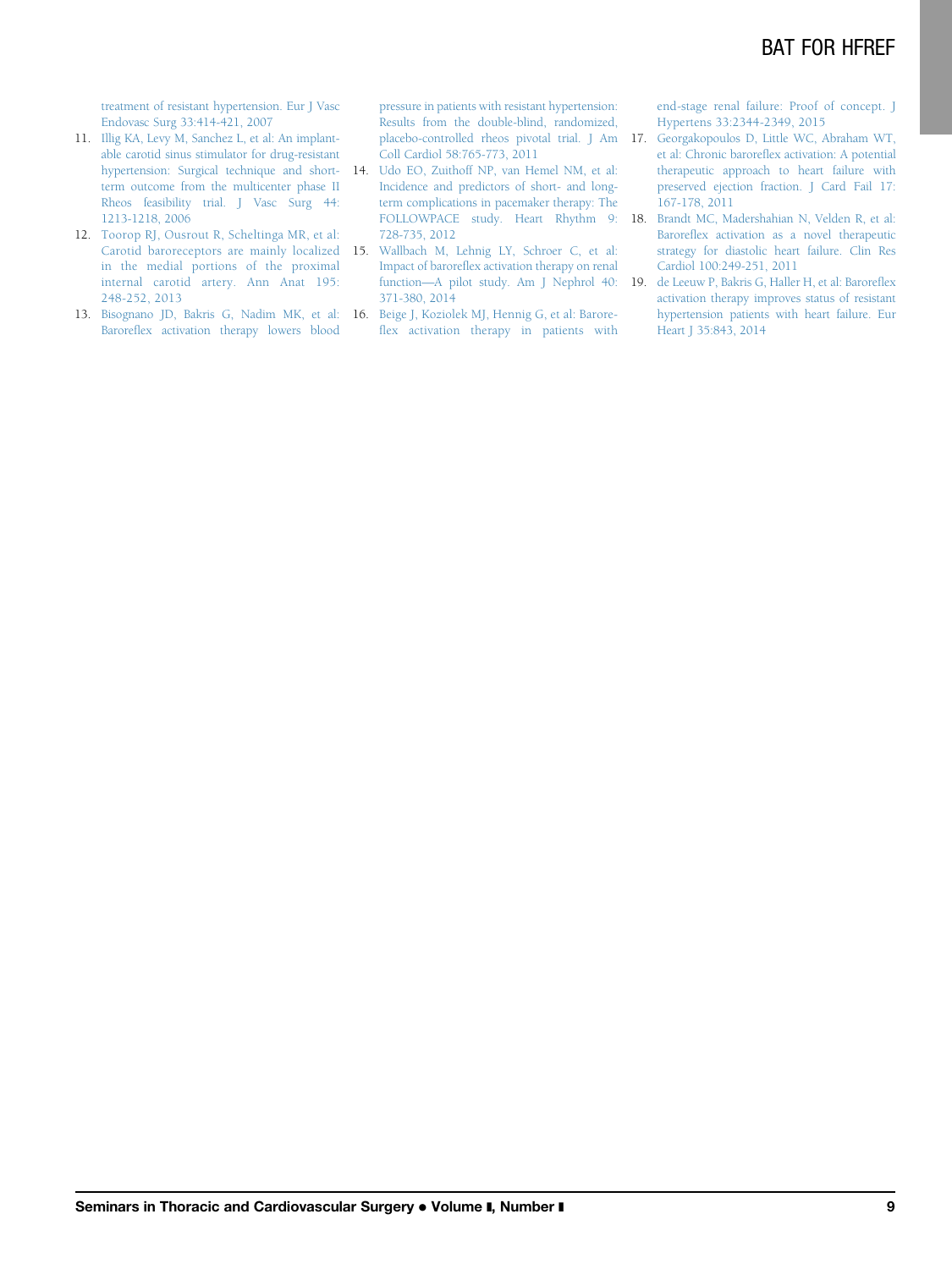treatment of resistant hypertension. Eur J Vasc Endovasc Surg 33:414-421, 2007

11. Illig KA, Levy M, Sanchez L, et al: An implantable carotid sinus stimulator for drug-resistant hypertension: Surgical technique and short-term outcome from the multicenter phase II Rheos feasibility trial. J Vasc Surg 44: 1213-1218, 2006
12. Toorop RJ, Ousrout R, Scheltinga MR, et al: Carotid baroreceptors are mainly localized in the medial portions of the proximal internal carotid artery. Ann Anat 195: 248-252, 2013
13. Bisognano JD, Bakris G, Nadim MK, et al: Baroreflex activation therapy lowers blood pressure in patients with resistant hypertension: Results from the double-blind, randomized, placebo-controlled rheos pivotal trial. J Am Coll Cardiol 58:765-773, 2011
14. Udo EO, Zuithoff NP, van Hemel NM, et al: Incidence and predictors of short- and long-term complications in pacemaker therapy: The FOLLOWPACE study. Heart Rhythm 9: 728-735, 2012
15. Wallbach M, Lehnig LY, Schroer C, et al: Impact of baroreflex activation therapy on renal function—A pilot study. Am J Nephrol 40: 371-380, 2014
16. Beige J, Koziolek MJ, Hennig G, et al: Baroreflex activation therapy in patients with end-stage renal failure: Proof of concept. J Hypertens 33:2344-2349, 2015
17. Georgakopoulos D, Little WC, Abraham WT, et al: Chronic baroreflex activation: A potential therapeutic approach to heart failure with preserved ejection fraction. J Card Fail 17: 167-178, 2011
18. Brandt MC, Madershahian N, Velden R, et al: Baroreflex activation as a novel therapeutic strategy for diastolic heart failure. Clin Res Cardiol 100:249-251, 2011
19. de Leeuw P, Bakris G, Haller H, et al: Baroreflex activation therapy improves status of resistant hypertension patients with heart failure. Eur Heart J 35:843, 2014